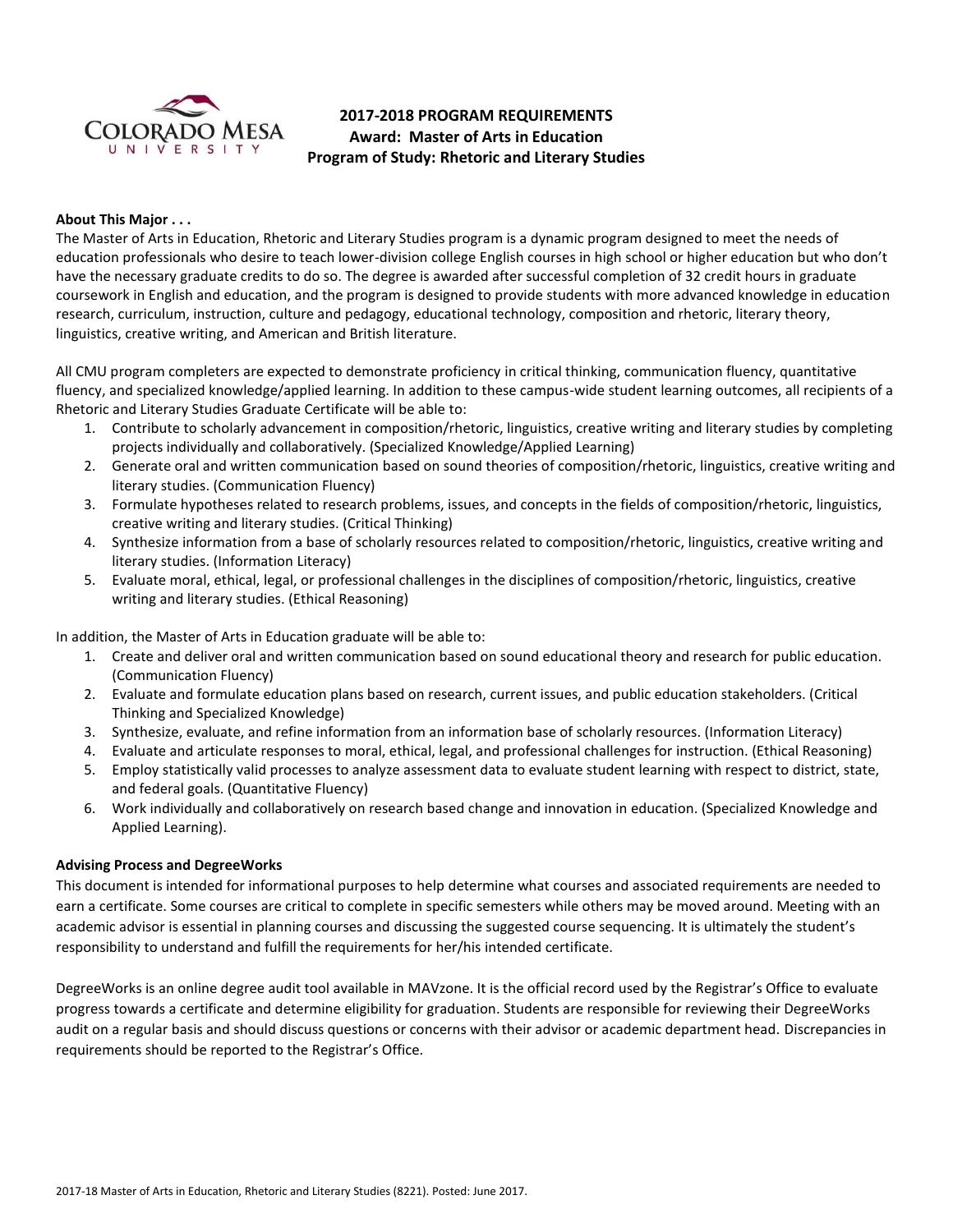# 2017-2018 PROGRAM REQUIREMENTS
## Award: Master of Arts in Education
## Program of Study: Rhetoric and Literary Studies

**About This Major . . .**

The Master of Arts in Education, Rhetoric and Literary Studies program is a dynamic program designed to meet the needs of education professionals who desire to teach lower-division college English courses in high school or higher education but who don't have the necessary graduate credits to do so. The degree is awarded after successful completion of 32 credit hours in graduate coursework in English and education, and the program is designed to provide students with more advanced knowledge in education research, curriculum, instruction, culture and pedagogy, educational technology, composition and rhetoric, literary theory, linguistics, creative writing, and American and British literature.

All CMU program completers are expected to demonstrate proficiency in critical thinking, communication fluency, quantitative fluency, and specialized knowledge/applied learning. In addition to these campus-wide student learning outcomes, all recipients of a Rhetoric and Literary Studies Graduate Certificate will be able to:

1. Contribute to scholarly advancement in composition/rhetoric, linguistics, creative writing and literary studies by completing projects individually and collaboratively. (Specialized Knowledge/Applied Learning)
2. Generate oral and written communication based on sound theories of composition/rhetoric, linguistics, creative writing and literary studies. (Communication Fluency)
3. Formulate hypotheses related to research problems, issues, and concepts in the fields of composition/rhetoric, linguistics, creative writing and literary studies. (Critical Thinking)
4. Synthesize information from a base of scholarly resources related to composition/rhetoric, linguistics, creative writing and literary studies. (Information Literacy)
5. Evaluate moral, ethical, legal, or professional challenges in the disciplines of composition/rhetoric, linguistics, creative writing and literary studies. (Ethical Reasoning)

In addition, the Master of Arts in Education graduate will be able to:

1. Create and deliver oral and written communication based on sound educational theory and research for public education. (Communication Fluency)
2. Evaluate and formulate education plans based on research, current issues, and public education stakeholders. (Critical Thinking and Specialized Knowledge)
3. Synthesize, evaluate, and refine information from an information base of scholarly resources. (Information Literacy)
4. Evaluate and articulate responses to moral, ethical, legal, and professional challenges for instruction. (Ethical Reasoning)
5. Employ statistically valid processes to analyze assessment data to evaluate student learning with respect to district, state, and federal goals. (Quantitative Fluency)
6. Work individually and collaboratively on research based change and innovation in education. (Specialized Knowledge and Applied Learning).

**Advising Process and DegreeWorks**

This document is intended for informational purposes to help determine what courses and associated requirements are needed to earn a certificate. Some courses are critical to complete in specific semesters while others may be moved around. Meeting with an academic advisor is essential in planning courses and discussing the suggested course sequencing. It is ultimately the student's responsibility to understand and fulfill the requirements for her/his intended certificate.

DegreeWorks is an online degree audit tool available in MAVzone. It is the official record used by the Registrar's Office to evaluate progress towards a certificate and determine eligibility for graduation. Students are responsible for reviewing their DegreeWorks audit on a regular basis and should discuss questions or concerns with their advisor or academic department head. Discrepancies in requirements should be reported to the Registrar's Office.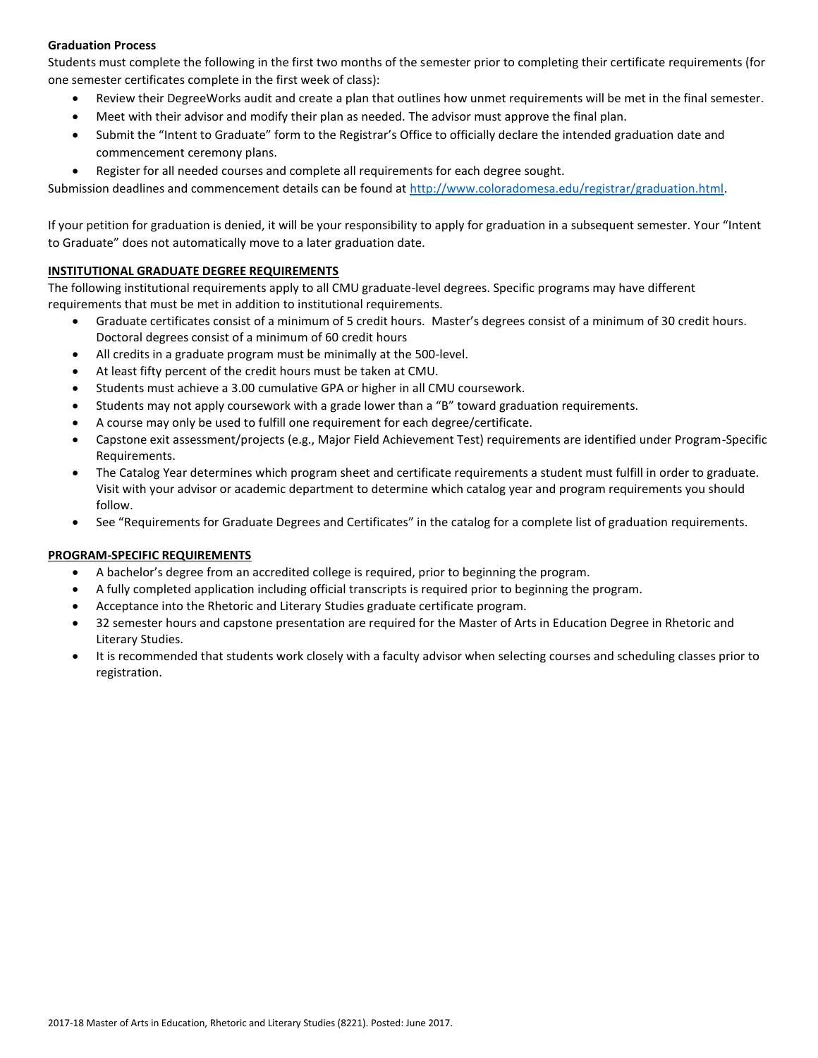**Graduation Process**

Students must complete the following in the first two months of the semester prior to completing their certificate requirements (for one semester certificates complete in the first week of class):

- Review their DegreeWorks audit and create a plan that outlines how unmet requirements will be met in the final semester.
- Meet with their advisor and modify their plan as needed. The advisor must approve the final plan.
- Submit the "Intent to Graduate" form to the Registrar's Office to officially declare the intended graduation date and commencement ceremony plans.
- Register for all needed courses and complete all requirements for each degree sought.

Submission deadlines and commencement details can be found at http://www.coloradomesa.edu/registrar/graduation.html.

If your petition for graduation is denied, it will be your responsibility to apply for graduation in a subsequent semester. Your "Intent to Graduate" does not automatically move to a later graduation date.

## INSTITUTIONAL GRADUATE DEGREE REQUIREMENTS

The following institutional requirements apply to all CMU graduate-level degrees. Specific programs may have different requirements that must be met in addition to institutional requirements.

- Graduate certificates consist of a minimum of 5 credit hours. Master's degrees consist of a minimum of 30 credit hours. Doctoral degrees consist of a minimum of 60 credit hours
- All credits in a graduate program must be minimally at the 500-level.
- At least fifty percent of the credit hours must be taken at CMU.
- Students must achieve a 3.00 cumulative GPA or higher in all CMU coursework.
- Students may not apply coursework with a grade lower than a "B" toward graduation requirements.
- A course may only be used to fulfill one requirement for each degree/certificate.
- Capstone exit assessment/projects (e.g., Major Field Achievement Test) requirements are identified under Program-Specific Requirements.
- The Catalog Year determines which program sheet and certificate requirements a student must fulfill in order to graduate. Visit with your advisor or academic department to determine which catalog year and program requirements you should follow.
- See "Requirements for Graduate Degrees and Certificates" in the catalog for a complete list of graduation requirements.

## PROGRAM-SPECIFIC REQUIREMENTS

- A bachelor's degree from an accredited college is required, prior to beginning the program.
- A fully completed application including official transcripts is required prior to beginning the program.
- Acceptance into the Rhetoric and Literary Studies graduate certificate program.
- 32 semester hours and capstone presentation are required for the Master of Arts in Education Degree in Rhetoric and Literary Studies.
- It is recommended that students work closely with a faculty advisor when selecting courses and scheduling classes prior to registration.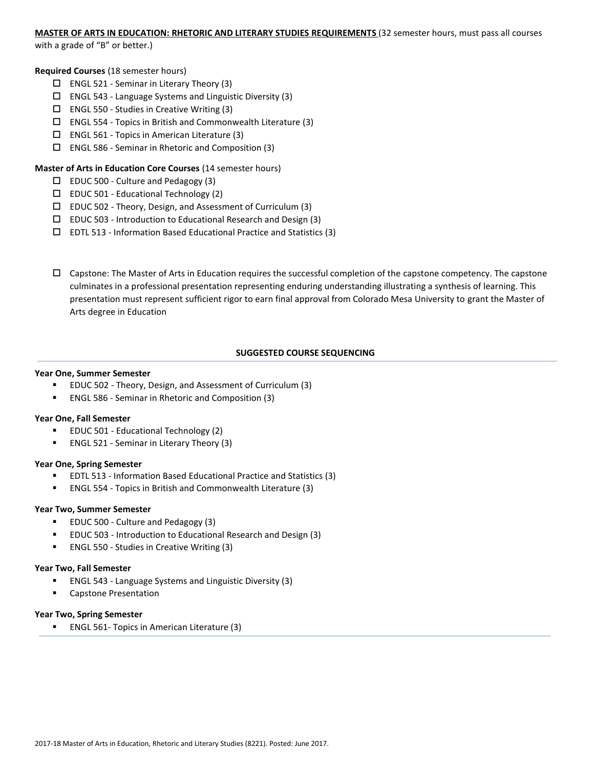**MASTER OF ARTS IN EDUCATION: RHETORIC AND LITERARY STUDIES REQUIREMENTS** (32 semester hours, must pass all courses with a grade of "B" or better.)

**Required Courses** (18 semester hours)

- ☐ ENGL 521 - Seminar in Literary Theory (3)
- ☐ ENGL 543 - Language Systems and Linguistic Diversity (3)
- ☐ ENGL 550 - Studies in Creative Writing (3)
- ☐ ENGL 554 - Topics in British and Commonwealth Literature (3)
- ☐ ENGL 561 - Topics in American Literature (3)
- ☐ ENGL 586 - Seminar in Rhetoric and Composition (3)

**Master of Arts in Education Core Courses** (14 semester hours)

- ☐ EDUC 500 - Culture and Pedagogy (3)
- ☐ EDUC 501 - Educational Technology (2)
- ☐ EDUC 502 - Theory, Design, and Assessment of Curriculum (3)
- ☐ EDUC 503 - Introduction to Educational Research and Design (3)
- ☐ EDTL 513 - Information Based Educational Practice and Statistics (3)

- ☐ Capstone: The Master of Arts in Education requires the successful completion of the capstone competency. The capstone culminates in a professional presentation representing enduring understanding illustrating a synthesis of learning. This presentation must represent sufficient rigor to earn final approval from Colorado Mesa University to grant the Master of Arts degree in Education

## SUGGESTED COURSE SEQUENCING

**Year One, Summer Semester**

- EDUC 502 - Theory, Design, and Assessment of Curriculum (3)
- ENGL 586 - Seminar in Rhetoric and Composition (3)

**Year One, Fall Semester**

- EDUC 501 - Educational Technology (2)
- ENGL 521 - Seminar in Literary Theory (3)

**Year One, Spring Semester**

- EDTL 513 - Information Based Educational Practice and Statistics (3)
- ENGL 554 - Topics in British and Commonwealth Literature (3)

**Year Two, Summer Semester**

- EDUC 500 - Culture and Pedagogy (3)
- EDUC 503 - Introduction to Educational Research and Design (3)
- ENGL 550 - Studies in Creative Writing (3)

**Year Two, Fall Semester**

- ENGL 543 - Language Systems and Linguistic Diversity (3)
- Capstone Presentation

**Year Two, Spring Semester**

- ENGL 561- Topics in American Literature (3)